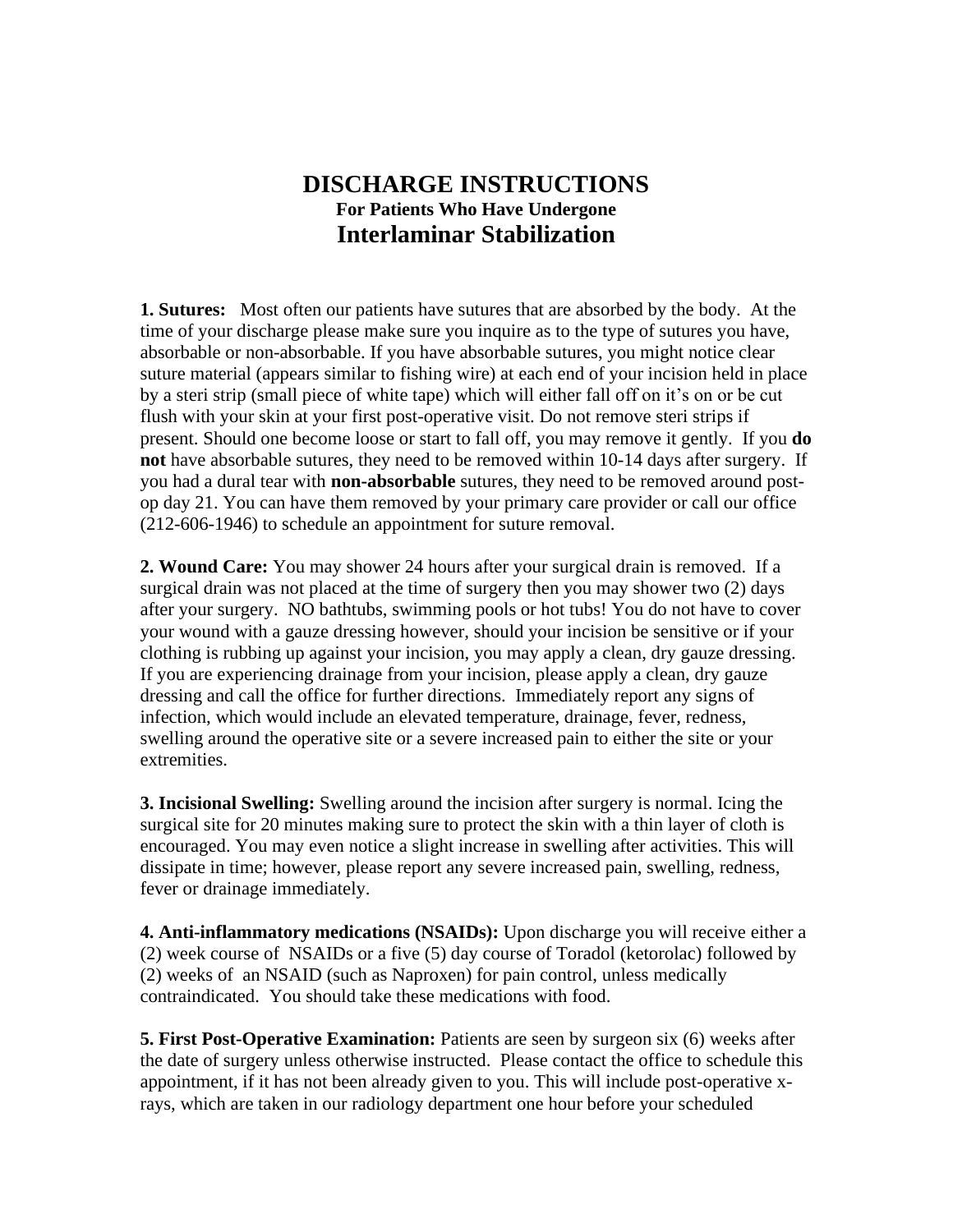# DISCHARGE INSTRUCTIONS

### For Patients Who Have Undergone

## Interlaminar Stabilization

**1. Sutures:** Most often our patients have sutures that are absorbed by the body. At the time of your discharge please make sure you inquire as to the type of sutures you have, absorbable or non-absorbable. If you have absorbable sutures, you might notice clear suture material (appears similar to fishing wire) at each end of your incision held in place by a steri strip (small piece of white tape) which will either fall off on it's on or be cut flush with your skin at your first post-operative visit. Do not remove steri strips if present. Should one become loose or start to fall off, you may remove it gently. If you **do not** have absorbable sutures, they need to be removed within 10-14 days after surgery. If you had a dural tear with **non-absorbable** sutures, they need to be removed around post-op day 21. You can have them removed by your primary care provider or call our office (212-606-1946) to schedule an appointment for suture removal.

**2. Wound Care:** You may shower 24 hours after your surgical drain is removed. If a surgical drain was not placed at the time of surgery then you may shower two (2) days after your surgery. NO bathtubs, swimming pools or hot tubs! You do not have to cover your wound with a gauze dressing however, should your incision be sensitive or if your clothing is rubbing up against your incision, you may apply a clean, dry gauze dressing. If you are experiencing drainage from your incision, please apply a clean, dry gauze dressing and call the office for further directions. Immediately report any signs of infection, which would include an elevated temperature, drainage, fever, redness, swelling around the operative site or a severe increased pain to either the site or your extremities.

**3. Incisional Swelling:** Swelling around the incision after surgery is normal. Icing the surgical site for 20 minutes making sure to protect the skin with a thin layer of cloth is encouraged. You may even notice a slight increase in swelling after activities. This will dissipate in time; however, please report any severe increased pain, swelling, redness, fever or drainage immediately.

**4. Anti-inflammatory medications (NSAIDs):** Upon discharge you will receive either a (2) week course of NSAIDs or a five (5) day course of Toradol (ketorolac) followed by (2) weeks of an NSAID (such as Naproxen) for pain control, unless medically contraindicated. You should take these medications with food.

**5. First Post-Operative Examination:** Patients are seen by surgeon six (6) weeks after the date of surgery unless otherwise instructed. Please contact the office to schedule this appointment, if it has not been already given to you. This will include post-operative x-rays, which are taken in our radiology department one hour before your scheduled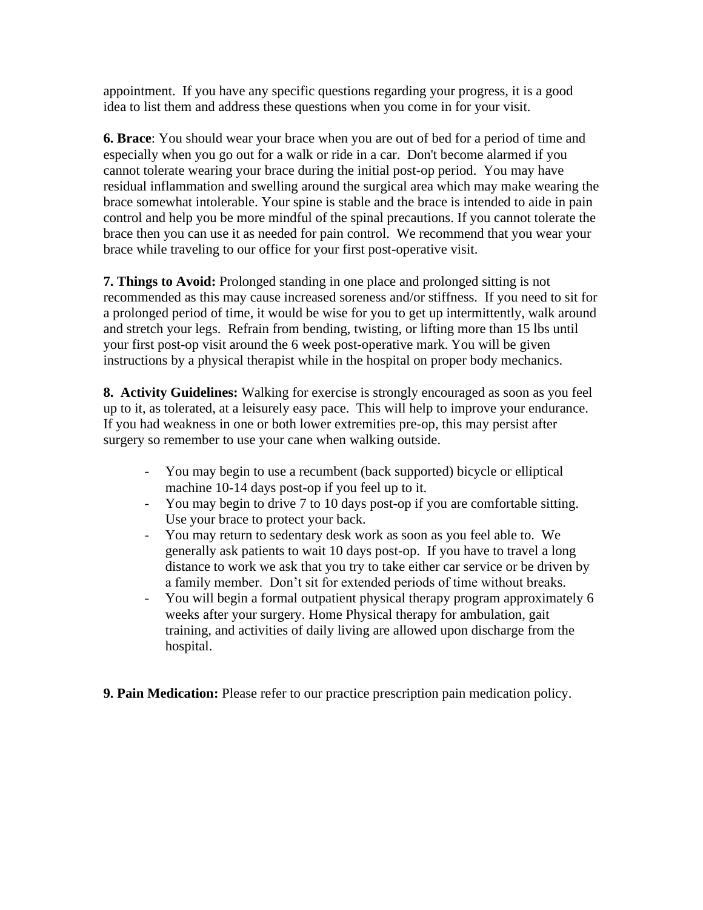appointment. If you have any specific questions regarding your progress, it is a good idea to list them and address these questions when you come in for your visit.

**6. Brace**: You should wear your brace when you are out of bed for a period of time and especially when you go out for a walk or ride in a car. Don't become alarmed if you cannot tolerate wearing your brace during the initial post-op period. You may have residual inflammation and swelling around the surgical area which may make wearing the brace somewhat intolerable. Your spine is stable and the brace is intended to aide in pain control and help you be more mindful of the spinal precautions. If you cannot tolerate the brace then you can use it as needed for pain control. We recommend that you wear your brace while traveling to our office for your first post-operative visit.

**7. Things to Avoid:** Prolonged standing in one place and prolonged sitting is not recommended as this may cause increased soreness and/or stiffness. If you need to sit for a prolonged period of time, it would be wise for you to get up intermittently, walk around and stretch your legs. Refrain from bending, twisting, or lifting more than 15 lbs until your first post-op visit around the 6 week post-operative mark. You will be given instructions by a physical therapist while in the hospital on proper body mechanics.

**8. Activity Guidelines:** Walking for exercise is strongly encouraged as soon as you feel up to it, as tolerated, at a leisurely easy pace. This will help to improve your endurance. If you had weakness in one or both lower extremities pre-op, this may persist after surgery so remember to use your cane when walking outside.

- You may begin to use a recumbent (back supported) bicycle or elliptical machine 10-14 days post-op if you feel up to it.
- You may begin to drive 7 to 10 days post-op if you are comfortable sitting. Use your brace to protect your back.
- You may return to sedentary desk work as soon as you feel able to. We generally ask patients to wait 10 days post-op. If you have to travel a long distance to work we ask that you try to take either car service or be driven by a family member. Don't sit for extended periods of time without breaks.
- You will begin a formal outpatient physical therapy program approximately 6 weeks after your surgery. Home Physical therapy for ambulation, gait training, and activities of daily living are allowed upon discharge from the hospital.

**9. Pain Medication:** Please refer to our practice prescription pain medication policy.